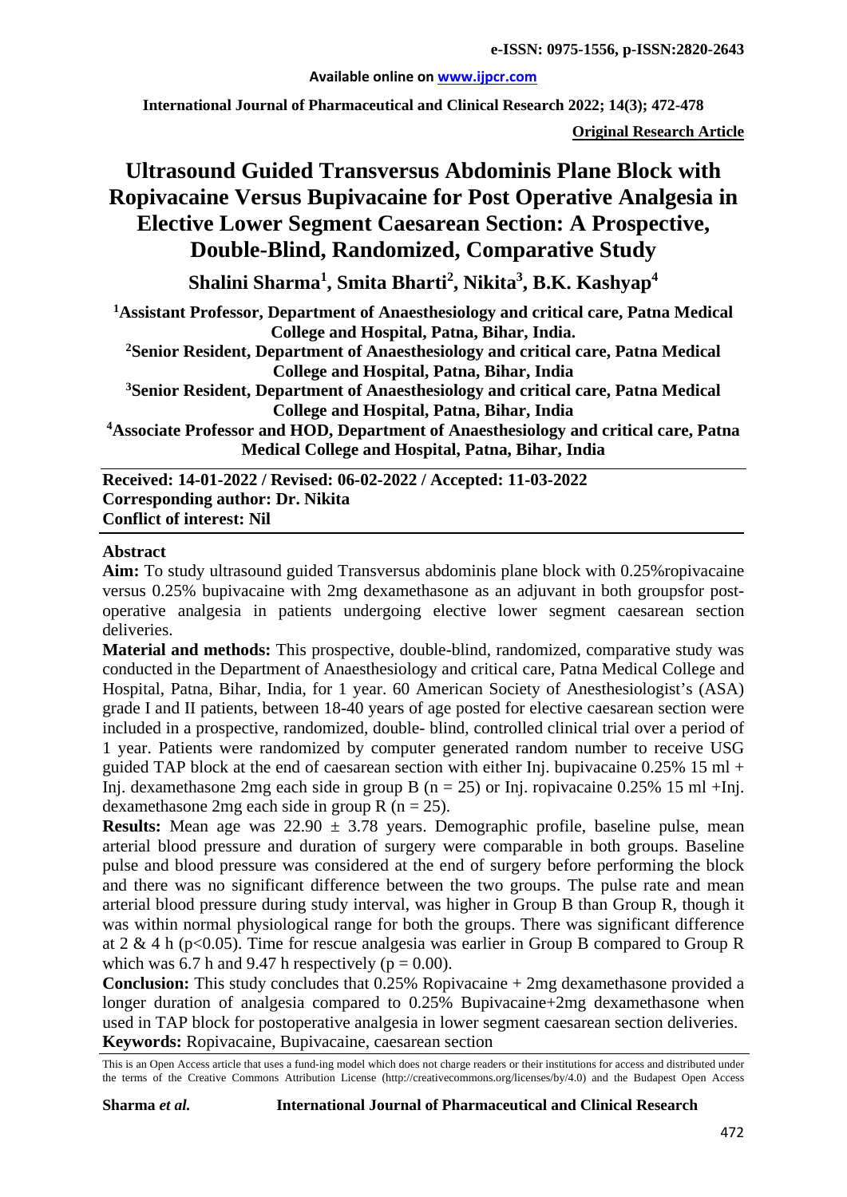**Available online on www.ijpcr.com**

**Original Research Article**

# Ultrasound Guided Transversus Abdominis Plane Block with Ropivacaine Versus Bupivacaine for Post Operative Analgesia in Elective Lower Segment Caesarean Section: A Prospective, Double-Blind, Randomized, Comparative Study

**Shalini Sharma[1], Smita Bharti[2], Nikita[3], B.K. Kashyap[4]**

**[1]Assistant Professor, Department of Anaesthesiology and critical care, Patna Medical College and Hospital, Patna, Bihar, India.**

**[2]Senior Resident, Department of Anaesthesiology and critical care, Patna Medical College and Hospital, Patna, Bihar, India**

**[3]Senior Resident, Department of Anaesthesiology and critical care, Patna Medical College and Hospital, Patna, Bihar, India**

**[4]Associate Professor and HOD, Department of Anaesthesiology and critical care, Patna Medical College and Hospital, Patna, Bihar, India**

**Received: 14-01-2022 / Revised: 06-02-2022 / Accepted: 11-03-2022**
**Corresponding author: Dr. Nikita**
**Conflict of interest: Nil**

## Abstract

**Aim:** To study ultrasound guided Transversus abdominis plane block with 0.25%ropivacaine versus 0.25% bupivacaine with 2mg dexamethasone as an adjuvant in both groupsfor post-operative analgesia in patients undergoing elective lower segment caesarean section deliveries.

**Material and methods:** This prospective, double-blind, randomized, comparative study was conducted in the Department of Anaesthesiology and critical care, Patna Medical College and Hospital, Patna, Bihar, India, for 1 year. 60 American Society of Anesthesiologist's (ASA) grade I and II patients, between 18-40 years of age posted for elective caesarean section were included in a prospective, randomized, double- blind, controlled clinical trial over a period of 1 year. Patients were randomized by computer generated random number to receive USG guided TAP block at the end of caesarean section with either Inj. bupivacaine 0.25% 15 ml + Inj. dexamethasone 2mg each side in group B (n = 25) or Inj. ropivacaine 0.25% 15 ml +Inj. dexamethasone 2mg each side in group R (n = 25).

**Results:** Mean age was 22.90 ± 3.78 years. Demographic profile, baseline pulse, mean arterial blood pressure and duration of surgery were comparable in both groups. Baseline pulse and blood pressure was considered at the end of surgery before performing the block and there was no significant difference between the two groups. The pulse rate and mean arterial blood pressure during study interval, was higher in Group B than Group R, though it was within normal physiological range for both the groups. There was significant difference at 2 & 4 h ($p<0.05$). Time for rescue analgesia was earlier in Group B compared to Group R which was 6.7 h and 9.47 h respectively ($p = 0.00$).

**Conclusion:** This study concludes that 0.25% Ropivacaine + 2mg dexamethasone provided a longer duration of analgesia compared to 0.25% Bupivacaine+2mg dexamethasone when used in TAP block for postoperative analgesia in lower segment caesarean section deliveries.

**Keywords:** Ropivacaine, Bupivacaine, caesarean section

This is an Open Access article that uses a fund-ing model which does not charge readers or their institutions for access and distributed under the terms of the Creative Commons Attribution License (http://creativecommons.org/licenses/by/4.0) and the Budapest Open Access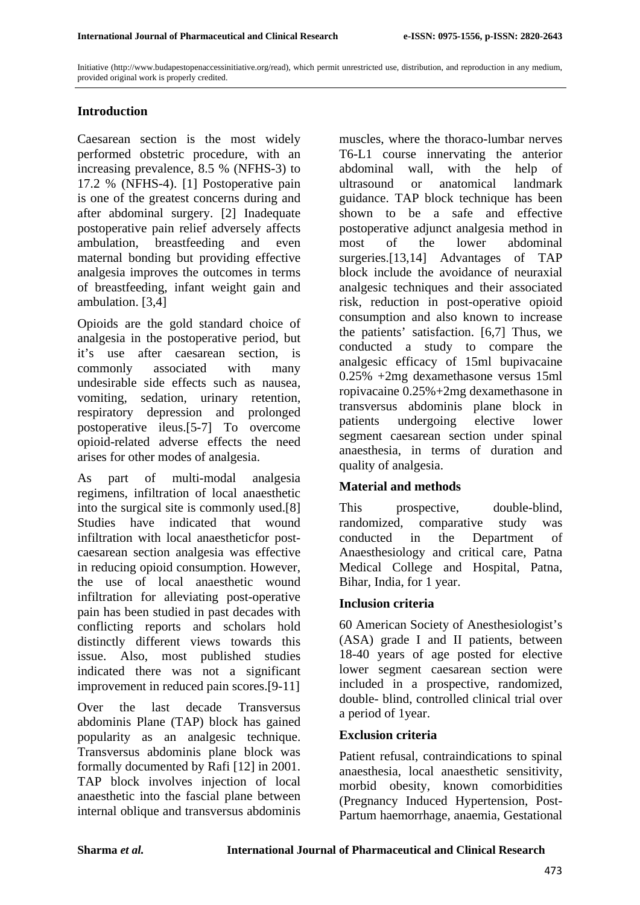Initiative (http://www.budapestopenaccessinitiative.org/read), which permit unrestricted use, distribution, and reproduction in any medium, provided original work is properly credited.

## Introduction

Caesarean section is the most widely performed obstetric procedure, with an increasing prevalence, 8.5 % (NFHS-3) to 17.2 % (NFHS-4). [1] Postoperative pain is one of the greatest concerns during and after abdominal surgery. [2] Inadequate postoperative pain relief adversely affects ambulation, breastfeeding and even maternal bonding but providing effective analgesia improves the outcomes in terms of breastfeeding, infant weight gain and ambulation. [3,4]

Opioids are the gold standard choice of analgesia in the postoperative period, but it's use after caesarean section, is commonly associated with many undesirable side effects such as nausea, vomiting, sedation, urinary retention, respiratory depression and prolonged postoperative ileus.[5-7] To overcome opioid-related adverse effects the need arises for other modes of analgesia.

As part of multi-modal analgesia regimens, infiltration of local anaesthetic into the surgical site is commonly used.[8] Studies have indicated that wound infiltration with local anaestheticfor post-caesarean section analgesia was effective in reducing opioid consumption. However, the use of local anaesthetic wound infiltration for alleviating post-operative pain has been studied in past decades with conflicting reports and scholars hold distinctly different views towards this issue. Also, most published studies indicated there was not a significant improvement in reduced pain scores.[9-11]

Over the last decade Transversus abdominis Plane (TAP) block has gained popularity as an analgesic technique. Transversus abdominis plane block was formally documented by Rafi [12] in 2001. TAP block involves injection of local anaesthetic into the fascial plane between internal oblique and transversus abdominis muscles, where the thoraco-lumbar nerves T6-L1 course innervating the anterior abdominal wall, with the help of ultrasound or anatomical landmark guidance. TAP block technique has been shown to be a safe and effective postoperative adjunct analgesia method in most of the lower abdominal surgeries.[13,14] Advantages of TAP block include the avoidance of neuraxial analgesic techniques and their associated risk, reduction in post-operative opioid consumption and also known to increase the patients' satisfaction. [6,7] Thus, we conducted a study to compare the analgesic efficacy of 15ml bupivacaine 0.25% +2mg dexamethasone versus 15ml ropivacaine 0.25%+2mg dexamethasone in transversus abdominis plane block in patients undergoing elective lower segment caesarean section under spinal anaesthesia, in terms of duration and quality of analgesia.

## Material and methods

This prospective, double-blind, randomized, comparative study was conducted in the Department of Anaesthesiology and critical care, Patna Medical College and Hospital, Patna, Bihar, India, for 1 year.

### Inclusion criteria

60 American Society of Anesthesiologist's (ASA) grade I and II patients, between 18-40 years of age posted for elective lower segment caesarean section were included in a prospective, randomized, double- blind, controlled clinical trial over a period of 1year.

### Exclusion criteria

Patient refusal, contraindications to spinal anaesthesia, local anaesthetic sensitivity, morbid obesity, known comorbidities (Pregnancy Induced Hypertension, Post-Partum haemorrhage, anaemia, Gestational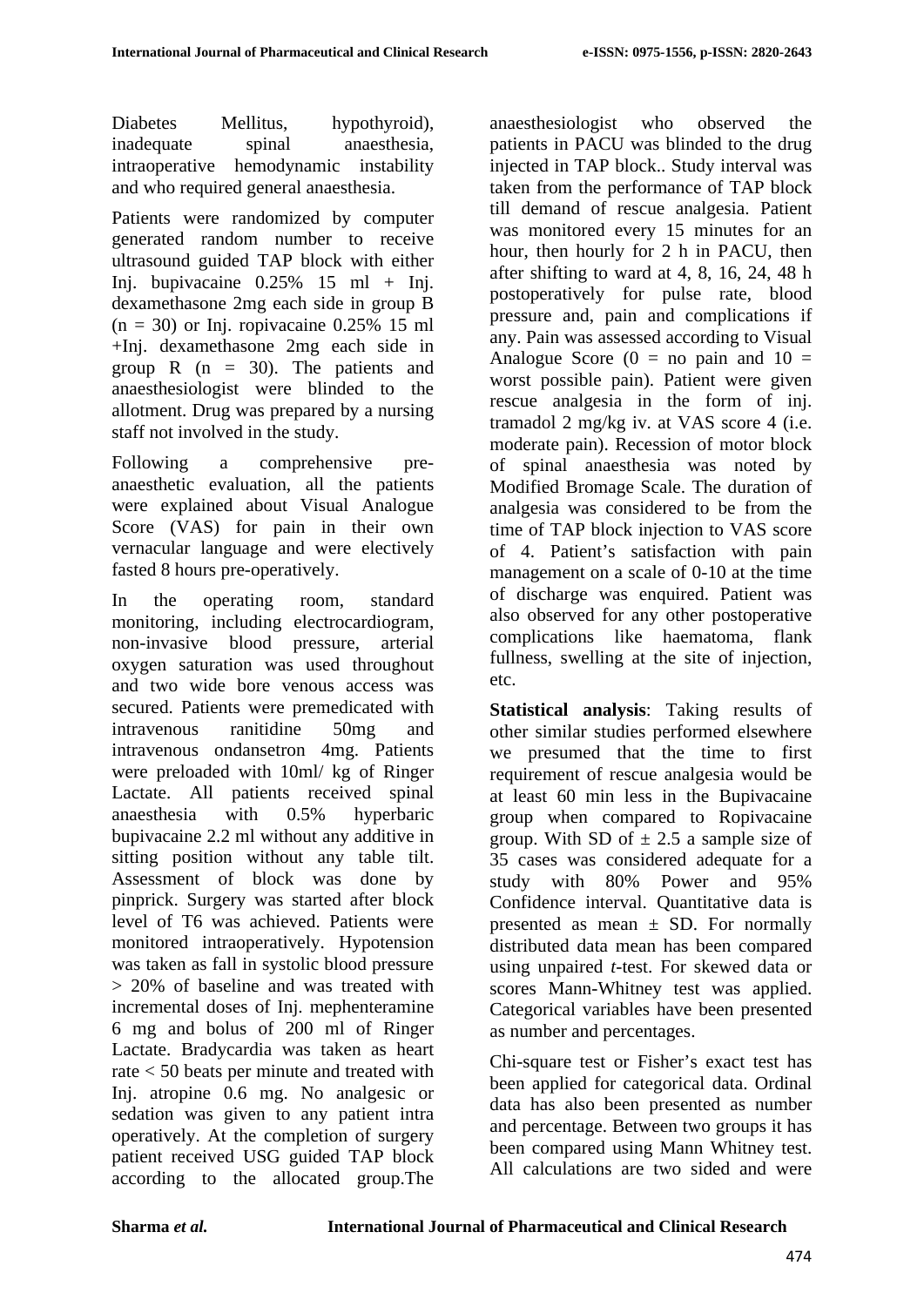Diabetes Mellitus, hypothyroid), inadequate spinal anaesthesia, intraoperative hemodynamic instability and who required general anaesthesia.

Patients were randomized by computer generated random number to receive ultrasound guided TAP block with either Inj. bupivacaine 0.25% 15 ml + Inj. dexamethasone 2mg each side in group B (n = 30) or Inj. ropivacaine 0.25% 15 ml +Inj. dexamethasone 2mg each side in group R (n = 30). The patients and anaesthesiologist were blinded to the allotment. Drug was prepared by a nursing staff not involved in the study.

Following a comprehensive pre-anaesthetic evaluation, all the patients were explained about Visual Analogue Score (VAS) for pain in their own vernacular language and were electively fasted 8 hours pre-operatively.

In the operating room, standard monitoring, including electrocardiogram, non-invasive blood pressure, arterial oxygen saturation was used throughout and two wide bore venous access was secured. Patients were premedicated with intravenous ranitidine 50mg and intravenous ondansetron 4mg. Patients were preloaded with 10ml/ kg of Ringer Lactate. All patients received spinal anaesthesia with 0.5% hyperbaric bupivacaine 2.2 ml without any additive in sitting position without any table tilt. Assessment of block was done by pinprick. Surgery was started after block level of T6 was achieved. Patients were monitored intraoperatively. Hypotension was taken as fall in systolic blood pressure > 20% of baseline and was treated with incremental doses of Inj. mephenteramine 6 mg and bolus of 200 ml of Ringer Lactate. Bradycardia was taken as heart rate < 50 beats per minute and treated with Inj. atropine 0.6 mg. No analgesic or sedation was given to any patient intra operatively. At the completion of surgery patient received USG guided TAP block according to the allocated group.The anaesthesiologist who observed the patients in PACU was blinded to the drug injected in TAP block.. Study interval was taken from the performance of TAP block till demand of rescue analgesia. Patient was monitored every 15 minutes for an hour, then hourly for 2 h in PACU, then after shifting to ward at 4, 8, 16, 24, 48 h postoperatively for pulse rate, blood pressure and, pain and complications if any. Pain was assessed according to Visual Analogue Score (0 = no pain and 10 = worst possible pain). Patient were given rescue analgesia in the form of inj. tramadol 2 mg/kg iv. at VAS score 4 (i.e. moderate pain). Recession of motor block of spinal anaesthesia was noted by Modified Bromage Scale. The duration of analgesia was considered to be from the time of TAP block injection to VAS score of 4. Patient's satisfaction with pain management on a scale of 0-10 at the time of discharge was enquired. Patient was also observed for any other postoperative complications like haematoma, flank fullness, swelling at the site of injection, etc.

**Statistical analysis**: Taking results of other similar studies performed elsewhere we presumed that the time to first requirement of rescue analgesia would be at least 60 min less in the Bupivacaine group when compared to Ropivacaine group. With SD of ± 2.5 a sample size of 35 cases was considered adequate for a study with 80% Power and 95% Confidence interval. Quantitative data is presented as mean ± SD. For normally distributed data mean has been compared using unpaired *t*-test. For skewed data or scores Mann-Whitney test was applied. Categorical variables have been presented as number and percentages.

Chi-square test or Fisher's exact test has been applied for categorical data. Ordinal data has also been presented as number and percentage. Between two groups it has been compared using Mann Whitney test. All calculations are two sided and were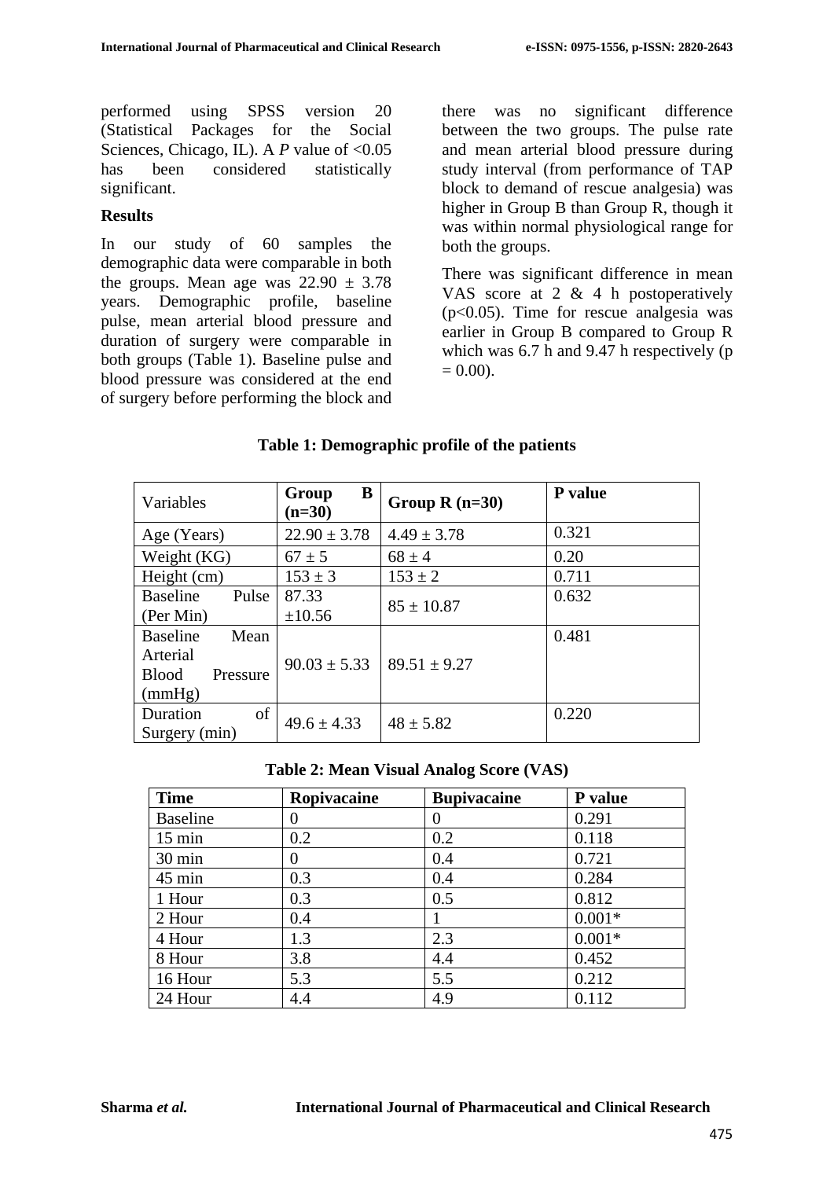performed using SPSS version 20 (Statistical Packages for the Social Sciences, Chicago, IL). A *P* value of <0.05 has been considered statistically significant.

**Results**

In our study of 60 samples the demographic data were comparable in both the groups. Mean age was $22.90 \pm 3.78$ years. Demographic profile, baseline pulse, mean arterial blood pressure and duration of surgery were comparable in both groups (Table 1). Baseline pulse and blood pressure was considered at the end of surgery before performing the block and there was no significant difference between the two groups. The pulse rate and mean arterial blood pressure during study interval (from performance of TAP block to demand of rescue analgesia) was higher in Group B than Group R, though it was within normal physiological range for both the groups.

There was significant difference in mean VAS score at 2 & 4 h postoperatively ($p<0.05$). Time for rescue analgesia was earlier in Group B compared to Group R which was 6.7 h and 9.47 h respectively ($p = 0.00$).

**Table 1: Demographic profile of the patients**

| Variables | Group B (n=30) | Group R (n=30) | P value |
|---|---|---|---|
| Age (Years) | 22.90 ± 3.78 | 4.49 ± 3.78 | 0.321 |
| Weight (KG) | 67 ± 5 | 68 ± 4 | 0.20 |
| Height (cm) | 153 ± 3 | 153 ± 2 | 0.711 |
| Baseline Pulse (Per Min) | 87.33 ±10.56 | 85 ± 10.87 | 0.632 |
| Baseline Mean Arterial Blood Pressure (mmHg) | 90.03 ± 5.33 | 89.51 ± 9.27 | 0.481 |
| Duration of Surgery (min) | 49.6 ± 4.33 | 48 ± 5.82 | 0.220 |

**Table 2: Mean Visual Analog Score (VAS)**

| Time | Ropivacaine | Bupivacaine | P value |
|---|---|---|---|
| Baseline | 0 | 0 | 0.291 |
| 15 min | 0.2 | 0.2 | 0.118 |
| 30 min | 0 | 0.4 | 0.721 |
| 45 min | 0.3 | 0.4 | 0.284 |
| 1 Hour | 0.3 | 0.5 | 0.812 |
| 2 Hour | 0.4 | 1 | 0.001* |
| 4 Hour | 1.3 | 2.3 | 0.001* |
| 8 Hour | 3.8 | 4.4 | 0.452 |
| 16 Hour | 5.3 | 5.5 | 0.212 |
| 24 Hour | 4.4 | 4.9 | 0.112 |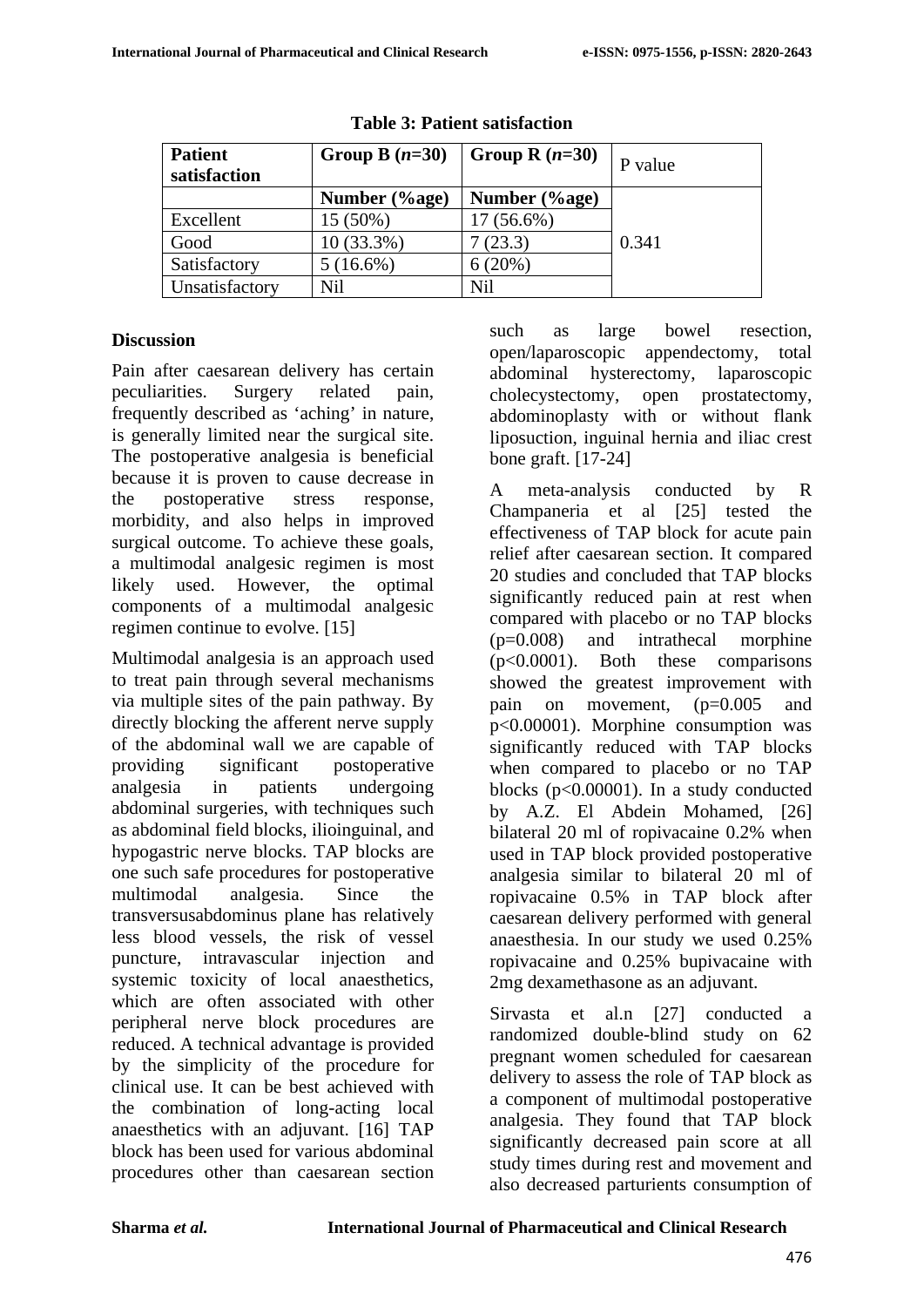**Table 3: Patient satisfaction**

| Patient satisfaction | Group B (*n*=30) | Group R (*n*=30) | P value |
|---|---|---|---|
| | **Number (%age)** | **Number (%age)** | 0.341 |
| Excellent | 15 (50%) | 17 (56.6%) | |
| Good | 10 (33.3%) | 7 (23.3) | |
| Satisfactory | 5 (16.6%) | 6 (20%) | |
| Unsatisfactory | Nil | Nil | |

## Discussion

Pain after caesarean delivery has certain peculiarities. Surgery related pain, frequently described as 'aching' in nature, is generally limited near the surgical site. The postoperative analgesia is beneficial because it is proven to cause decrease in the postoperative stress response, morbidity, and also helps in improved surgical outcome. To achieve these goals, a multimodal analgesic regimen is most likely used. However, the optimal components of a multimodal analgesic regimen continue to evolve. [15]

Multimodal analgesia is an approach used to treat pain through several mechanisms via multiple sites of the pain pathway. By directly blocking the afferent nerve supply of the abdominal wall we are capable of providing significant postoperative analgesia in patients undergoing abdominal surgeries, with techniques such as abdominal field blocks, ilioinguinal, and hypogastric nerve blocks. TAP blocks are one such safe procedures for postoperative multimodal analgesia. Since the transversusabdominus plane has relatively less blood vessels, the risk of vessel puncture, intravascular injection and systemic toxicity of local anaesthetics, which are often associated with other peripheral nerve block procedures are reduced. A technical advantage is provided by the simplicity of the procedure for clinical use. It can be best achieved with the combination of long-acting local anaesthetics with an adjuvant. [16] TAP block has been used for various abdominal procedures other than caesarean section such as large bowel resection, open/laparoscopic appendectomy, total abdominal hysterectomy, laparoscopic cholecystectomy, open prostatectomy, abdominoplasty with or without flank liposuction, inguinal hernia and iliac crest bone graft. [17-24]

A meta-analysis conducted by R Champaneria et al [25] tested the effectiveness of TAP block for acute pain relief after caesarean section. It compared 20 studies and concluded that TAP blocks significantly reduced pain at rest when compared with placebo or no TAP blocks (p=0.008) and intrathecal morphine (p<0.0001). Both these comparisons showed the greatest improvement with pain on movement, (p=0.005 and p<0.00001). Morphine consumption was significantly reduced with TAP blocks when compared to placebo or no TAP blocks (p<0.00001). In a study conducted by A.Z. El Abdein Mohamed, [26] bilateral 20 ml of ropivacaine 0.2% when used in TAP block provided postoperative analgesia similar to bilateral 20 ml of ropivacaine 0.5% in TAP block after caesarean delivery performed with general anaesthesia. In our study we used 0.25% ropivacaine and 0.25% bupivacaine with 2mg dexamethasone as an adjuvant.

Sirvasta et al.n [27] conducted a randomized double-blind study on 62 pregnant women scheduled for caesarean delivery to assess the role of TAP block as a component of multimodal postoperative analgesia. They found that TAP block significantly decreased pain score at all study times during rest and movement and also decreased parturients consumption of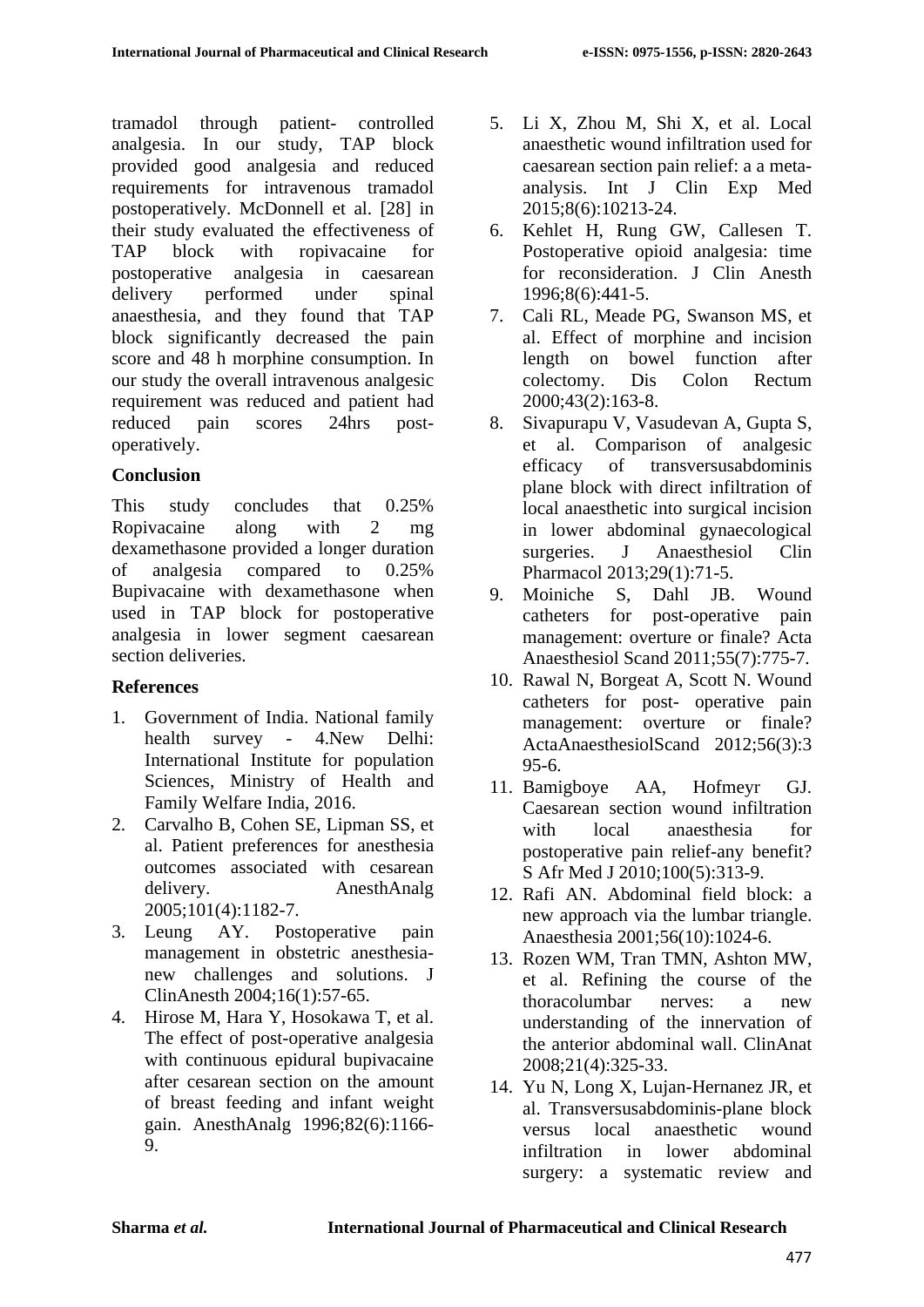tramadol through patient- controlled analgesia. In our study, TAP block provided good analgesia and reduced requirements for intravenous tramadol postoperatively. McDonnell et al. [28] in their study evaluated the effectiveness of TAP block with ropivacaine for postoperative analgesia in caesarean delivery performed under spinal anaesthesia, and they found that TAP block significantly decreased the pain score and 48 h morphine consumption. In our study the overall intravenous analgesic requirement was reduced and patient had reduced pain scores 24hrs post-operatively.

## Conclusion

This study concludes that 0.25% Ropivacaine along with 2 mg dexamethasone provided a longer duration of analgesia compared to 0.25% Bupivacaine with dexamethasone when used in TAP block for postoperative analgesia in lower segment caesarean section deliveries.

## References

1. Government of India. National family health survey - 4.New Delhi: International Institute for population Sciences, Ministry of Health and Family Welfare India, 2016.
2. Carvalho B, Cohen SE, Lipman SS, et al. Patient preferences for anesthesia outcomes associated with cesarean delivery. AnesthAnalg 2005;101(4):1182-7.
3. Leung AY. Postoperative pain management in obstetric anesthesia-new challenges and solutions. J ClinAnesth 2004;16(1):57-65.
4. Hirose M, Hara Y, Hosokawa T, et al. The effect of post-operative analgesia with continuous epidural bupivacaine after cesarean section on the amount of breast feeding and infant weight gain. AnesthAnalg 1996;82(6):1166-9.
5. Li X, Zhou M, Shi X, et al. Local anaesthetic wound infiltration used for caesarean section pain relief: a a meta-analysis. Int J Clin Exp Med 2015;8(6):10213-24.
6. Kehlet H, Rung GW, Callesen T. Postoperative opioid analgesia: time for reconsideration. J Clin Anesth 1996;8(6):441-5.
7. Cali RL, Meade PG, Swanson MS, et al. Effect of morphine and incision length on bowel function after colectomy. Dis Colon Rectum 2000;43(2):163-8.
8. Sivapurapu V, Vasudevan A, Gupta S, et al. Comparison of analgesic efficacy of transversusabdominis plane block with direct infiltration of local anaesthetic into surgical incision in lower abdominal gynaecological surgeries. J Anaesthesiol Clin Pharmacol 2013;29(1):71-5.
9. Moiniche S, Dahl JB. Wound catheters for post-operative pain management: overture or finale? Acta Anaesthesiol Scand 2011;55(7):775-7.
10. Rawal N, Borgeat A, Scott N. Wound catheters for post- operative pain management: overture or finale? ActaAnaesthesiolScand 2012;56(3):395-6.
11. Bamigboye AA, Hofmeyr GJ. Caesarean section wound infiltration with local anaesthesia for postoperative pain relief-any benefit? S Afr Med J 2010;100(5):313-9.
12. Rafi AN. Abdominal field block: a new approach via the lumbar triangle. Anaesthesia 2001;56(10):1024-6.
13. Rozen WM, Tran TMN, Ashton MW, et al. Refining the course of the thoracolumbar nerves: a new understanding of the innervation of the anterior abdominal wall. ClinAnat 2008;21(4):325-33.
14. Yu N, Long X, Lujan-Hernanez JR, et al. Transversusabdominis-plane block versus local anaesthetic wound infiltration in lower abdominal surgery: a systematic review and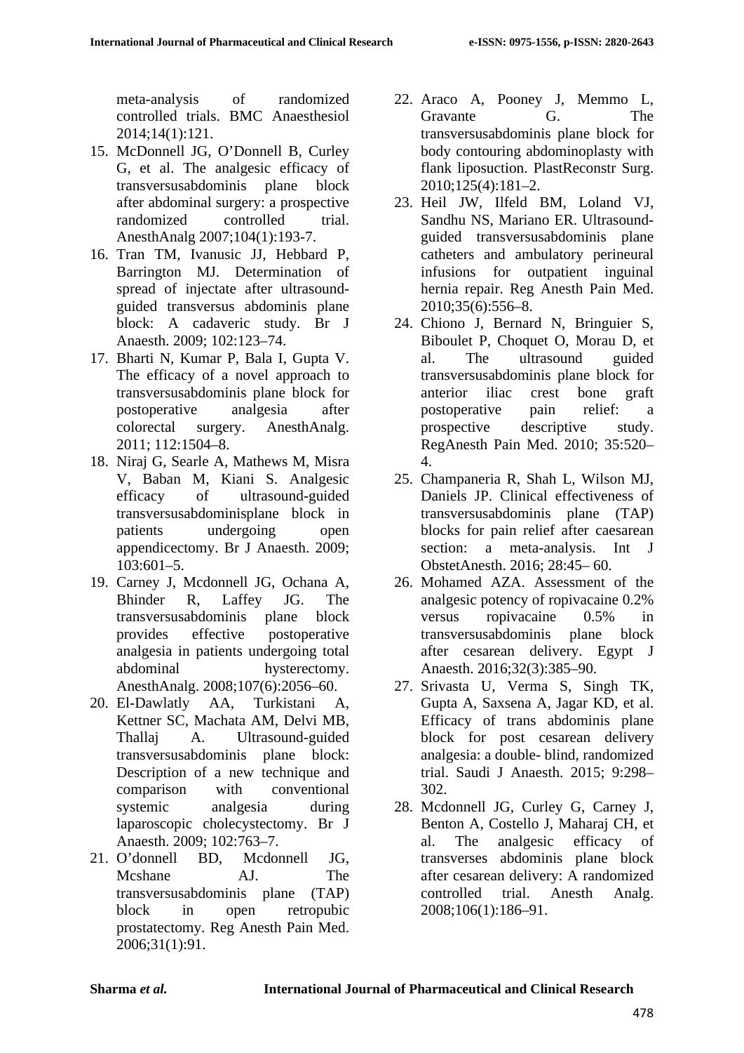meta-analysis of randomized controlled trials. BMC Anaesthesiol 2014;14(1):121.

15. McDonnell JG, O'Donnell B, Curley G, et al. The analgesic efficacy of transversusabdominis plane block after abdominal surgery: a prospective randomized controlled trial. AnesthAnalg 2007;104(1):193-7.
16. Tran TM, Ivanusic JJ, Hebbard P, Barrington MJ. Determination of spread of injectate after ultrasound-guided transversus abdominis plane block: A cadaveric study. Br J Anaesth. 2009; 102:123–74.
17. Bharti N, Kumar P, Bala I, Gupta V. The efficacy of a novel approach to transversusabdominis plane block for postoperative analgesia after colorectal surgery. AnesthAnalg. 2011; 112:1504–8.
18. Niraj G, Searle A, Mathews M, Misra V, Baban M, Kiani S. Analgesic efficacy of ultrasound-guided transversusabdominisplane block in patients undergoing open appendicectomy. Br J Anaesth. 2009; 103:601–5.
19. Carney J, Mcdonnell JG, Ochana A, Bhinder R, Laffey JG. The transversusabdominis plane block provides effective postoperative analgesia in patients undergoing total abdominal hysterectomy. AnesthAnalg. 2008;107(6):2056–60.
20. El-Dawlatly AA, Turkistani A, Kettner SC, Machata AM, Delvi MB, Thallaj A. Ultrasound-guided transversusabdominis plane block: Description of a new technique and comparison with conventional systemic analgesia during laparoscopic cholecystectomy. Br J Anaesth. 2009; 102:763–7.
21. O'donnell BD, Mcdonnell JG, Mcshane AJ. The transversusabdominis plane (TAP) block in open retropubic prostatectomy. Reg Anesth Pain Med. 2006;31(1):91.
22. Araco A, Pooney J, Memmo L, Gravante G. The transversusabdominis plane block for body contouring abdominoplasty with flank liposuction. PlastReconstr Surg. 2010;125(4):181–2.
23. Heil JW, Ilfeld BM, Loland VJ, Sandhu NS, Mariano ER. Ultrasound-guided transversusabdominis plane catheters and ambulatory perineural infusions for outpatient inguinal hernia repair. Reg Anesth Pain Med. 2010;35(6):556–8.
24. Chiono J, Bernard N, Bringuier S, Biboulet P, Choquet O, Morau D, et al. The ultrasound guided transversusabdominis plane block for anterior iliac crest bone graft postoperative pain relief: a prospective descriptive study. RegAnesth Pain Med. 2010; 35:520–4.
25. Champaneria R, Shah L, Wilson MJ, Daniels JP. Clinical effectiveness of transversusabdominis plane (TAP) blocks for pain relief after caesarean section: a meta-analysis. Int J ObstetAnesth. 2016; 28:45– 60.
26. Mohamed AZA. Assessment of the analgesic potency of ropivacaine 0.2% versus ropivacaine 0.5% in transversusabdominis plane block after cesarean delivery. Egypt J Anaesth. 2016;32(3):385–90.
27. Srivasta U, Verma S, Singh TK, Gupta A, Saxsena A, Jagar KD, et al. Efficacy of trans abdominis plane block for post cesarean delivery analgesia: a double- blind, randomized trial. Saudi J Anaesth. 2015; 9:298–302.
28. Mcdonnell JG, Curley G, Carney J, Benton A, Costello J, Maharaj CH, et al. The analgesic efficacy of transverses abdominis plane block after cesarean delivery: A randomized controlled trial. Anesth Analg. 2008;106(1):186–91.